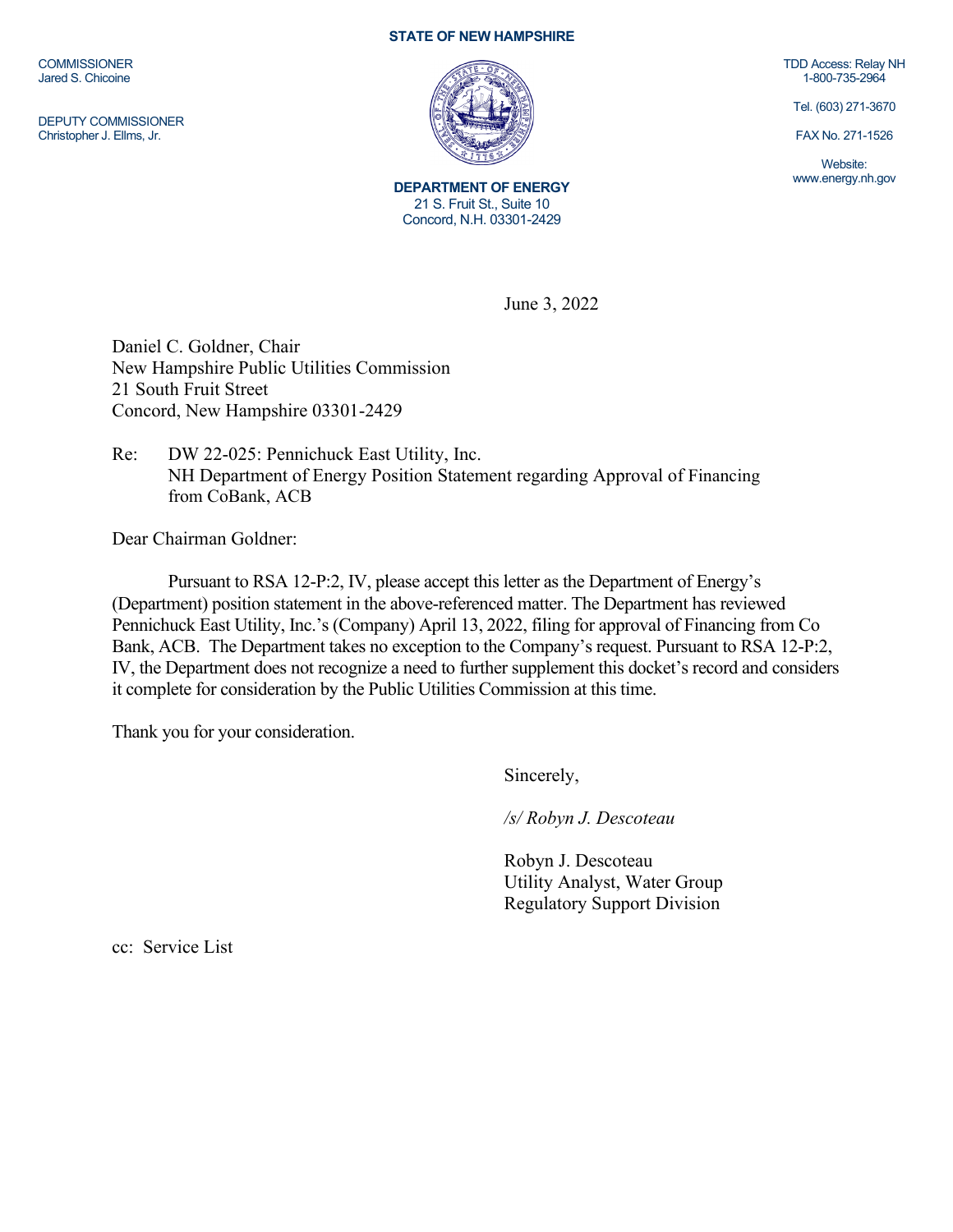**STATE OF NEW HAMPSHIRE**

COMMISSIONER
Jared S. Chicoine

DEPUTY COMMISSIONER
Christopher J. Ellms, Jr.

**DEPARTMENT OF ENERGY**
21 S. Fruit St., Suite 10
Concord, N.H. 03301-2429

TDD Access: Relay NH
1-800-735-2964

Tel. (603) 271-3670

FAX No. 271-1526

Website:
www.energy.nh.gov

June 3, 2022

Daniel C. Goldner, Chair
New Hampshire Public Utilities Commission
21 South Fruit Street
Concord, New Hampshire 03301-2429

Re: DW 22-025: Pennichuck East Utility, Inc.
NH Department of Energy Position Statement regarding Approval of Financing from CoBank, ACB

Dear Chairman Goldner:

Pursuant to RSA 12-P:2, IV, please accept this letter as the Department of Energy's (Department) position statement in the above-referenced matter. The Department has reviewed Pennichuck East Utility, Inc.'s (Company) April 13, 2022, filing for approval of Financing from Co Bank, ACB. The Department takes no exception to the Company's request. Pursuant to RSA 12-P:2, IV, the Department does not recognize a need to further supplement this docket's record and considers it complete for consideration by the Public Utilities Commission at this time.

Thank you for your consideration.

Sincerely,

*/s/ Robyn J. Descoteau*

Robyn J. Descoteau
Utility Analyst, Water Group
Regulatory Support Division

cc: Service List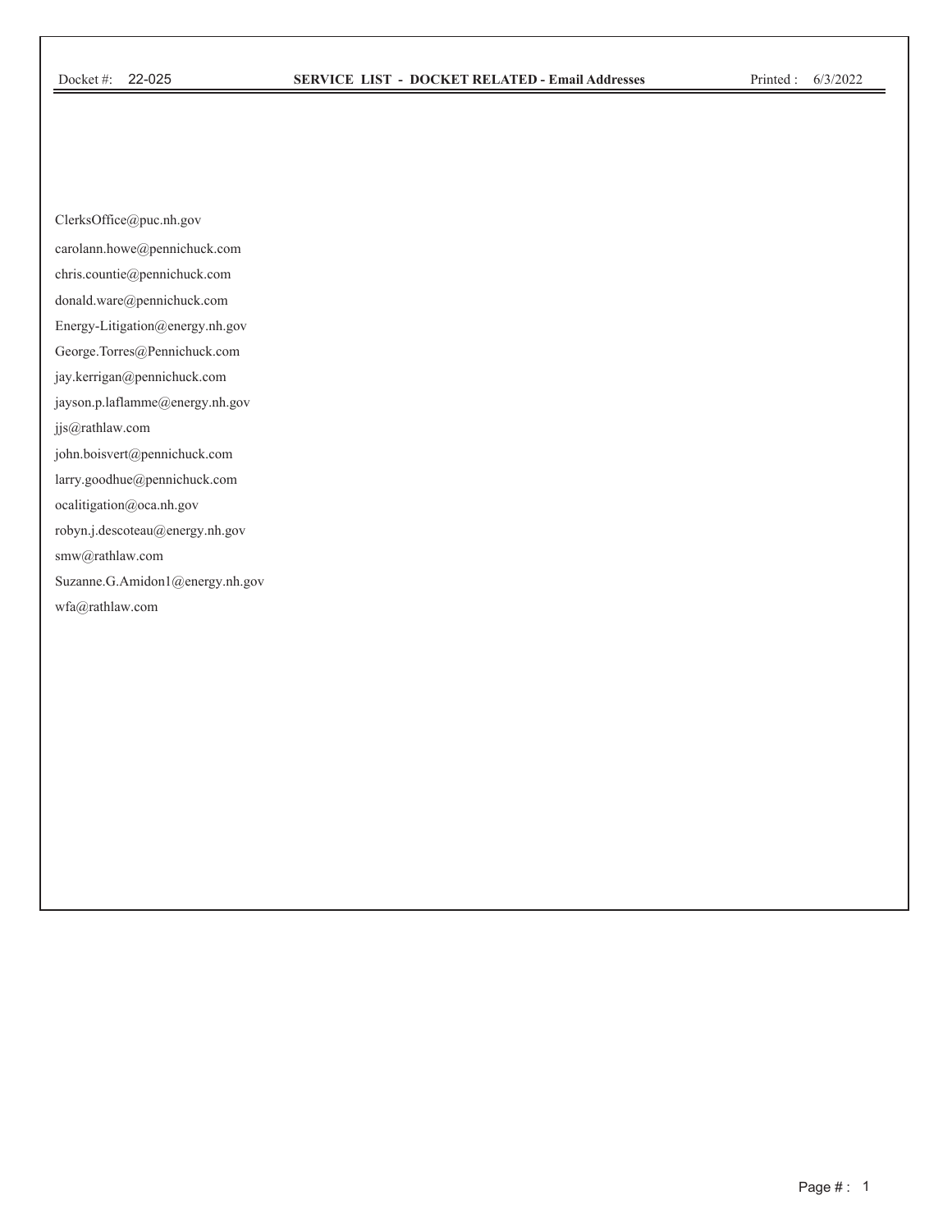Docket #: 22-025 **SERVICE LIST - DOCKET RELATED - Email Addresses** Printed : 6/3/2022

ClerksOffice@puc.nh.gov

carolann.howe@pennichuck.com

chris.countie@pennichuck.com

donald.ware@pennichuck.com

Energy-Litigation@energy.nh.gov

George.Torres@Pennichuck.com

jay.kerrigan@pennichuck.com

jayson.p.laflamme@energy.nh.gov

jjs@rathlaw.com

john.boisvert@pennichuck.com

larry.goodhue@pennichuck.com

ocalitigation@oca.nh.gov

robyn.j.descoteau@energy.nh.gov

smw@rathlaw.com

Suzanne.G.Amidon1@energy.nh.gov

wfa@rathlaw.com